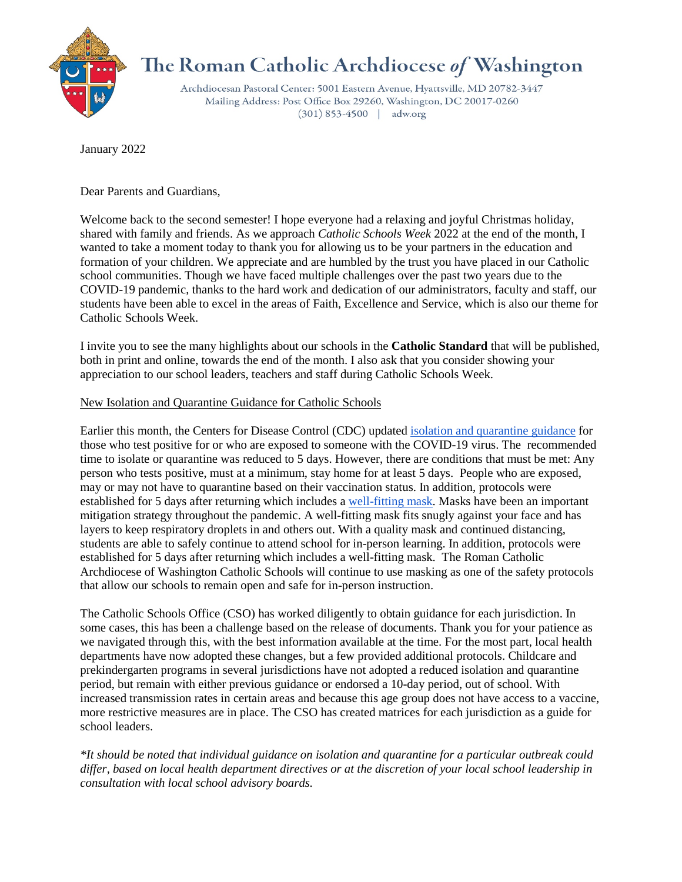# The Roman Catholic Archdiocese *of* Washington

Archdiocesan Pastoral Center: 5001 Eastern Avenue, Hyattsville, MD 20782-3447
Mailing Address: Post Office Box 29260, Washington, DC 20017-0260
(301) 853-4500 | adw.org

January 2022

Dear Parents and Guardians,

Welcome back to the second semester! I hope everyone had a relaxing and joyful Christmas holiday, shared with family and friends. As we approach *Catholic Schools Week* 2022 at the end of the month, I wanted to take a moment today to thank you for allowing us to be your partners in the education and formation of your children. We appreciate and are humbled by the trust you have placed in our Catholic school communities. Though we have faced multiple challenges over the past two years due to the COVID-19 pandemic, thanks to the hard work and dedication of our administrators, faculty and staff, our students have been able to excel in the areas of Faith, Excellence and Service, which is also our theme for Catholic Schools Week.

I invite you to see the many highlights about our schools in the **Catholic Standard** that will be published, both in print and online, towards the end of the month. I also ask that you consider showing your appreciation to our school leaders, teachers and staff during Catholic Schools Week.

New Isolation and Quarantine Guidance for Catholic Schools

Earlier this month, the Centers for Disease Control (CDC) updated isolation and quarantine guidance for those who test positive for or who are exposed to someone with the COVID-19 virus. The recommended time to isolate or quarantine was reduced to 5 days. However, there are conditions that must be met: Any person who tests positive, must at a minimum, stay home for at least 5 days. People who are exposed, may or may not have to quarantine based on their vaccination status. In addition, protocols were established for 5 days after returning which includes a well-fitting mask. Masks have been an important mitigation strategy throughout the pandemic. A well-fitting mask fits snugly against your face and has layers to keep respiratory droplets in and others out. With a quality mask and continued distancing, students are able to safely continue to attend school for in-person learning. In addition, protocols were established for 5 days after returning which includes a well-fitting mask. The Roman Catholic Archdiocese of Washington Catholic Schools will continue to use masking as one of the safety protocols that allow our schools to remain open and safe for in-person instruction.

The Catholic Schools Office (CSO) has worked diligently to obtain guidance for each jurisdiction. In some cases, this has been a challenge based on the release of documents. Thank you for your patience as we navigated through this, with the best information available at the time. For the most part, local health departments have now adopted these changes, but a few provided additional protocols. Childcare and prekindergarten programs in several jurisdictions have not adopted a reduced isolation and quarantine period, but remain with either previous guidance or endorsed a 10-day period, out of school. With increased transmission rates in certain areas and because this age group does not have access to a vaccine, more restrictive measures are in place. The CSO has created matrices for each jurisdiction as a guide for school leaders.

*\*It should be noted that individual guidance on isolation and quarantine for a particular outbreak could differ, based on local health department directives or at the discretion of your local school leadership in consultation with local school advisory boards.*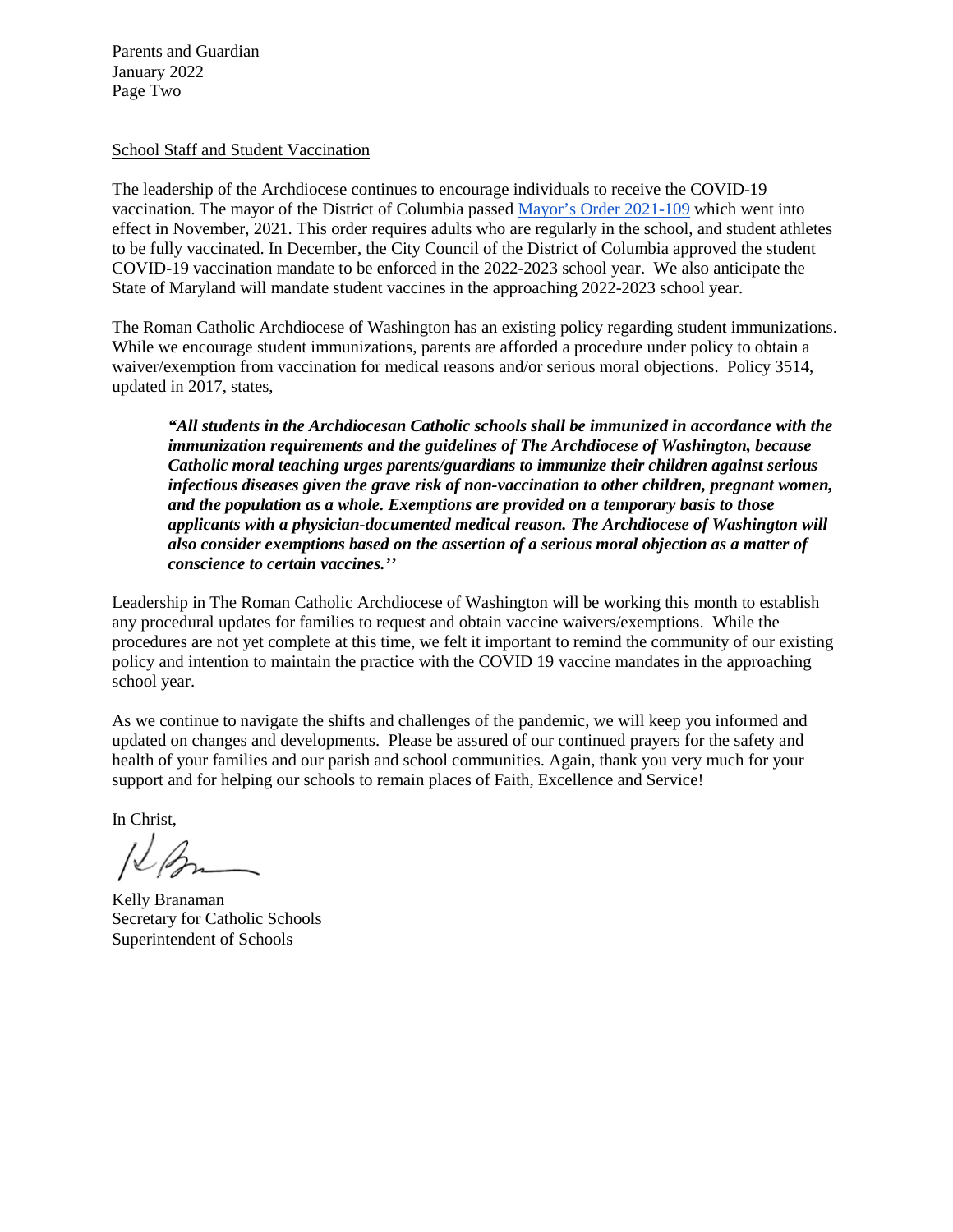School Staff and Student Vaccination

The leadership of the Archdiocese continues to encourage individuals to receive the COVID-19 vaccination. The mayor of the District of Columbia passed [Mayor's Order 2021-109] which went into effect in November, 2021. This order requires adults who are regularly in the school, and student athletes to be fully vaccinated. In December, the City Council of the District of Columbia approved the student COVID-19 vaccination mandate to be enforced in the 2022-2023 school year. We also anticipate the State of Maryland will mandate student vaccines in the approaching 2022-2023 school year.

The Roman Catholic Archdiocese of Washington has an existing policy regarding student immunizations. While we encourage student immunizations, parents are afforded a procedure under policy to obtain a waiver/exemption from vaccination for medical reasons and/or serious moral objections. Policy 3514, updated in 2017, states,

> ***"All students in the Archdiocesan Catholic schools shall be immunized in accordance with the immunization requirements and the guidelines of The Archdiocese of Washington, because Catholic moral teaching urges parents/guardians to immunize their children against serious infectious diseases given the grave risk of non-vaccination to other children, pregnant women, and the population as a whole. Exemptions are provided on a temporary basis to those applicants with a physician-documented medical reason. The Archdiocese of Washington will also consider exemptions based on the assertion of a serious moral objection as a matter of conscience to certain vaccines.''***

Leadership in The Roman Catholic Archdiocese of Washington will be working this month to establish any procedural updates for families to request and obtain vaccine waivers/exemptions. While the procedures are not yet complete at this time, we felt it important to remind the community of our existing policy and intention to maintain the practice with the COVID 19 vaccine mandates in the approaching school year.

As we continue to navigate the shifts and challenges of the pandemic, we will keep you informed and updated on changes and developments. Please be assured of our continued prayers for the safety and health of your families and our parish and school communities. Again, thank you very much for your support and for helping our schools to remain places of Faith, Excellence and Service!

In Christ,

Kelly Branaman
Secretary for Catholic Schools
Superintendent of Schools